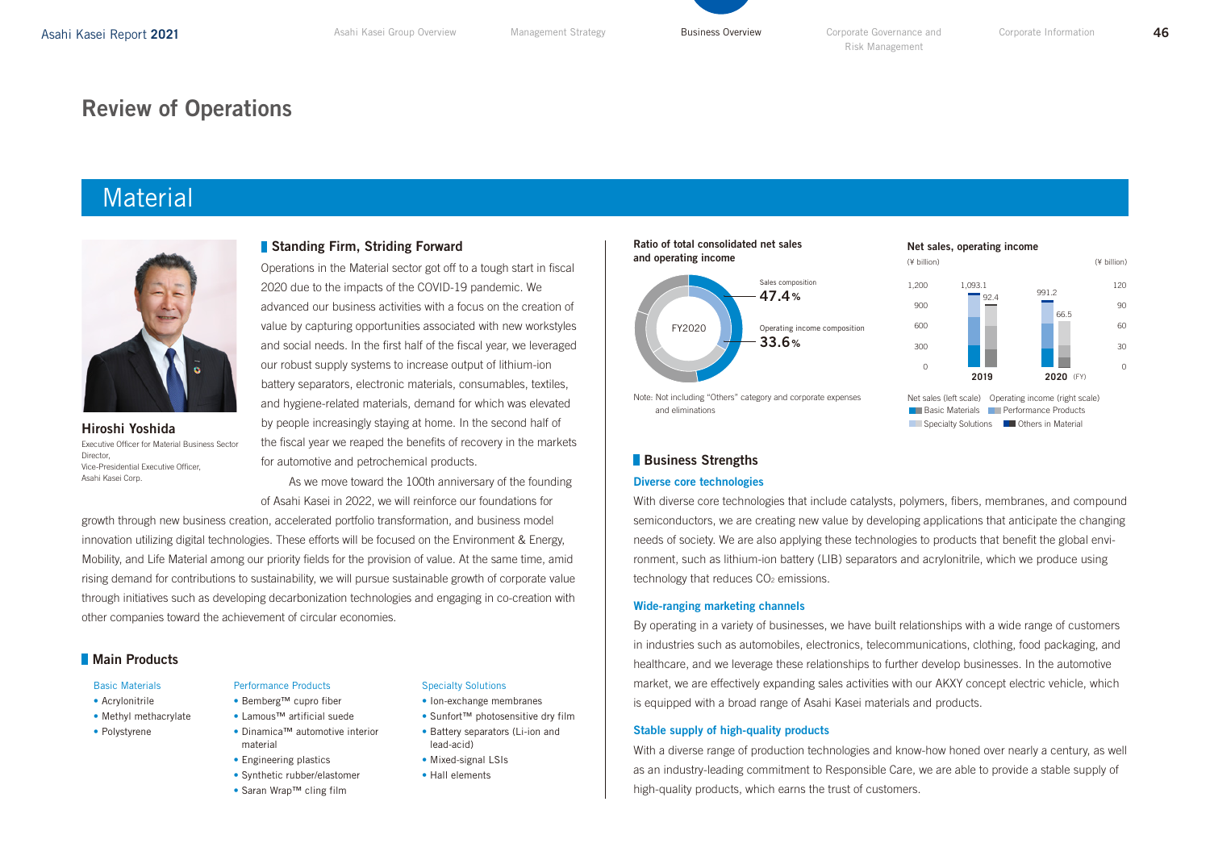# Review of Operations

## Material

**Hiroshi Yoshida**
Executive Officer for Material Business Sector
Director,
Vice-Presidential Executive Officer,
Asahi Kasei Corp.

### Standing Firm, Striding Forward

Operations in the Material sector got off to a tough start in fiscal 2020 due to the impacts of the COVID-19 pandemic. We advanced our business activities with a focus on the creation of value by capturing opportunities associated with new workstyles and social needs. In the first half of the fiscal year, we leveraged our robust supply systems to increase output of lithium-ion battery separators, electronic materials, consumables, textiles, and hygiene-related materials, demand for which was elevated by people increasingly staying at home. In the second half of the fiscal year we reaped the benefits of recovery in the markets for automotive and petrochemical products.

As we move toward the 100th anniversary of the founding of Asahi Kasei in 2022, we will reinforce our foundations for growth through new business creation, accelerated portfolio transformation, and business model innovation utilizing digital technologies. These efforts will be focused on the Environment & Energy, Mobility, and Life Material among our priority fields for the provision of value. At the same time, amid rising demand for contributions to sustainability, we will pursue sustainable growth of corporate value through initiatives such as developing decarbonization technologies and engaging in co-creation with other companies toward the achievement of circular economies.

### Main Products

**Basic Materials**
- Acrylonitrile
- Methyl methacrylate
- Polystyrene

**Performance Products**
- Bemberg™ cupro fiber
- Lamous™ artificial suede
- Dinamica™ automotive interior material
- Engineering plastics
- Synthetic rubber/elastomer
- Saran Wrap™ cling film

**Specialty Solutions**
- Ion-exchange membranes
- Sunfort™ photosensitive dry film
- Battery separators (Li-ion and lead-acid)
- Mixed-signal LSIs
- Hall elements

**Ratio of total consolidated net sales and operating income**

FY2020
Sales composition 47.4%
Operating income composition 33.6%

Note: Not including "Others" category and corporate expenses and eliminations

**Net sales, operating income**

(¥ billion) (¥ billion)
1,200 / 900 / 600 / 300 / 0
120 / 90 / 60 / 30 / 0
1,093.1 92.4 — 2019
991.2 66.5 — 2020 (FY)

Net sales (left scale) Operating income (right scale)
Basic Materials Performance Products
Specialty Solutions Others in Material

### Business Strengths

**Diverse core technologies**

With diverse core technologies that include catalysts, polymers, fibers, membranes, and compound semiconductors, we are creating new value by developing applications that anticipate the changing needs of society. We are also applying these technologies to products that benefit the global environment, such as lithium-ion battery (LIB) separators and acrylonitrile, which we produce using technology that reduces $CO_2$ emissions.

**Wide-ranging marketing channels**

By operating in a variety of businesses, we have built relationships with a wide range of customers in industries such as automobiles, electronics, telecommunications, clothing, food packaging, and healthcare, and we leverage these relationships to further develop businesses. In the automotive market, we are effectively expanding sales activities with our AKXY concept electric vehicle, which is equipped with a broad range of Asahi Kasei materials and products.

**Stable supply of high-quality products**

With a diverse range of production technologies and know-how honed over nearly a century, as well as an industry-leading commitment to Responsible Care, we are able to provide a stable supply of high-quality products, which earns the trust of customers.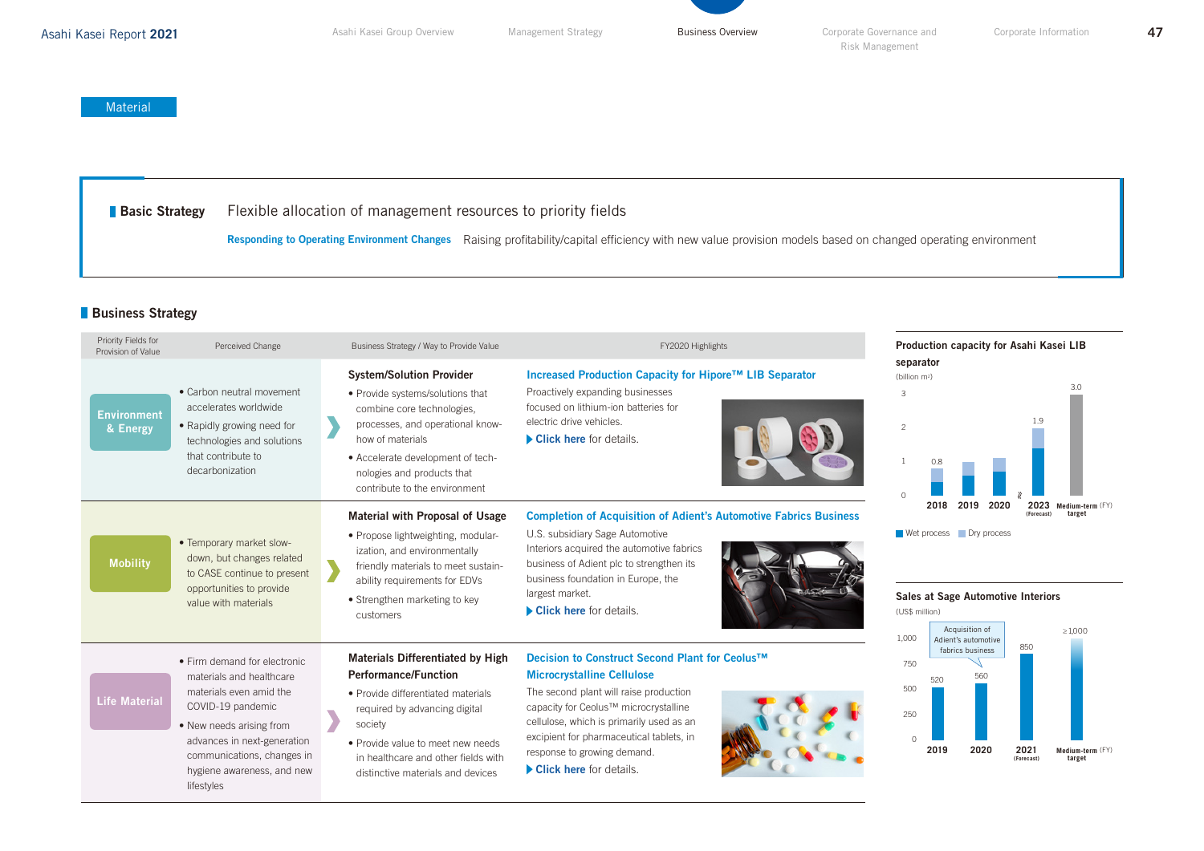Material

**Basic Strategy** Flexible allocation of management resources to priority fields

**Responding to Operating Environment Changes** Raising profitability/capital efficiency with new value provision models based on changed operating environment

## Business Strategy

| Priority Fields for Provision of Value | Perceived Change | Business Strategy / Way to Provide Value | FY2020 Highlights |
|---|---|---|---|
| Environment & Energy | • Carbon neutral movement accelerates worldwide<br>• Rapidly growing need for technologies and solutions that contribute to decarbonization | **System/Solution Provider**<br>• Provide systems/solutions that combine core technologies, processes, and operational know-how of materials<br>• Accelerate development of technologies and products that contribute to the environment | **Increased Production Capacity for Hipore™ LIB Separator**<br>Proactively expanding businesses focused on lithium-ion batteries for electric drive vehicles.<br>▶ Click here for details. |
| Mobility | • Temporary market slow-down, but changes related to CASE continue to present opportunities to provide value with materials | **Material with Proposal of Usage**<br>• Propose lightweighting, modularization, and environmentally friendly materials to meet sustainability requirements for EDVs<br>• Strengthen marketing to key customers | **Completion of Acquisition of Adient's Automotive Fabrics Business**<br>U.S. subsidiary Sage Automotive Interiors acquired the automotive fabrics business of Adient plc to strengthen its business foundation in Europe, the largest market.<br>▶ Click here for details. |
| Life Material | • Firm demand for electronic materials and healthcare materials even amid the COVID-19 pandemic<br>• New needs arising from advances in next-generation communications, changes in hygiene awareness, and new lifestyles | **Materials Differentiated by High Performance/Function**<br>• Provide differentiated materials required by advancing digital society<br>• Provide value to meet new needs in healthcare and other fields with distinctive materials and devices | **Decision to Construct Second Plant for Ceolus™ Microcrystalline Cellulose**<br>The second plant will raise production capacity for Ceolus™ microcrystalline cellulose, which is primarily used as an excipient for pharmaceutical tablets, in response to growing demand.<br>▶ Click here for details. |

**Production capacity for Asahi Kasei LIB separator**

(billion m²)

3
2
1
0

0.8
1.9
3.0

2018 2019 2020 2023 (Forecast) Medium-term target (FY)

Wet process Dry process

**Sales at Sage Automotive Interiors**

(US$ million)

1,000
750
500
250
0

Acquisition of Adient's automotive fabrics business

520
560
850
≥1,000

2019 2020 2021 (Forecast) Medium-term target (FY)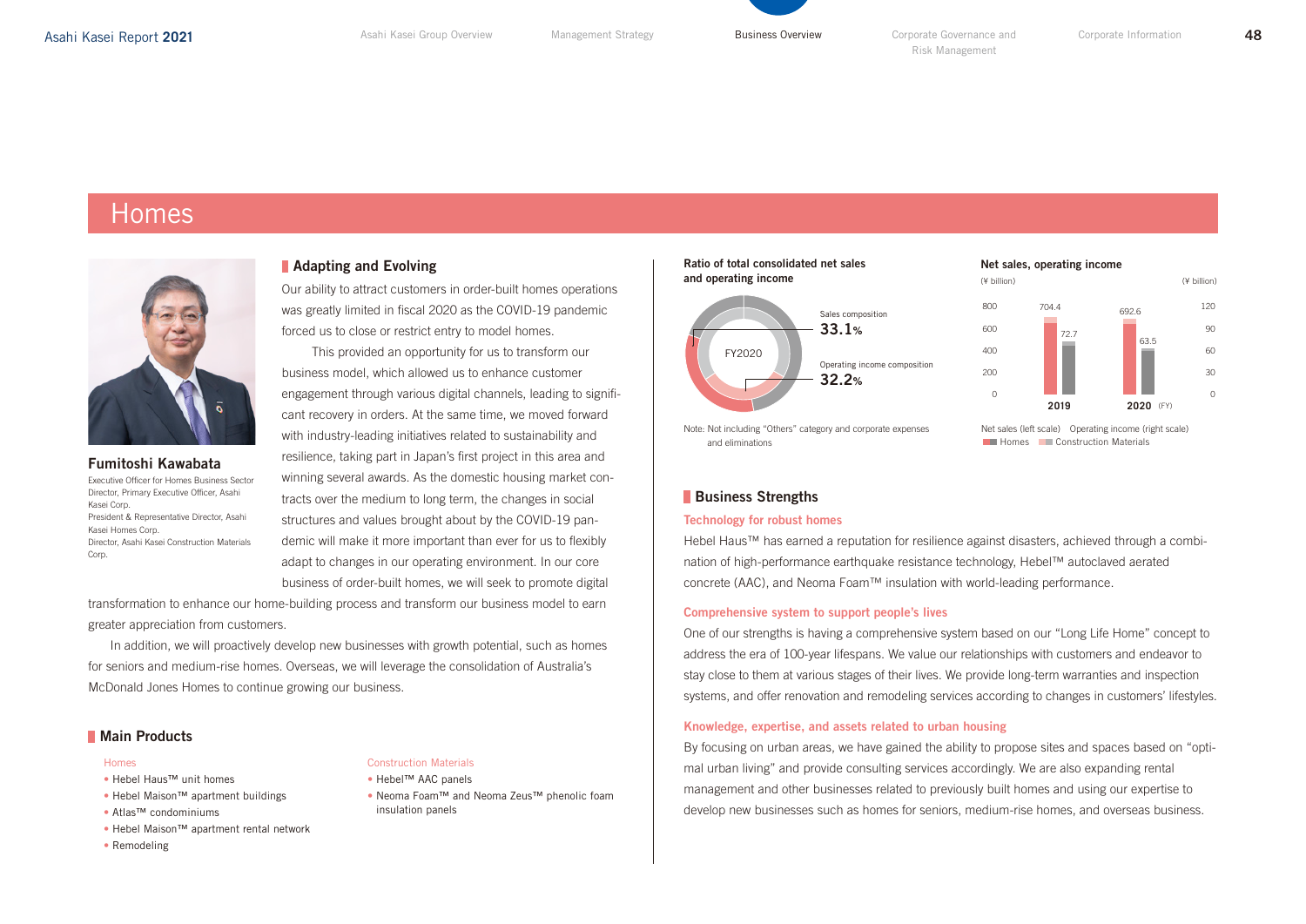# Homes

**Fumitoshi Kawabata**

Executive Officer for Homes Business Sector
Director, Primary Executive Officer, Asahi Kasei Corp.
President & Representative Director, Asahi Kasei Homes Corp.
Director, Asahi Kasei Construction Materials Corp.

## Adapting and Evolving

Our ability to attract customers in order-built homes operations was greatly limited in fiscal 2020 as the COVID-19 pandemic forced us to close or restrict entry to model homes.

This provided an opportunity for us to transform our business model, which allowed us to enhance customer engagement through various digital channels, leading to significant recovery in orders. At the same time, we moved forward with industry-leading initiatives related to sustainability and resilience, taking part in Japan's first project in this area and winning several awards. As the domestic housing market contracts over the medium to long term, the changes in social structures and values brought about by the COVID-19 pandemic will make it more important than ever for us to flexibly adapt to changes in our operating environment. In our core business of order-built homes, we will seek to promote digital transformation to enhance our home-building process and transform our business model to earn greater appreciation from customers.

In addition, we will proactively develop new businesses with growth potential, such as homes for seniors and medium-rise homes. Overseas, we will leverage the consolidation of Australia's McDonald Jones Homes to continue growing our business.

## Main Products

Homes

- Hebel Haus™ unit homes
- Hebel Maison™ apartment buildings
- Atlas™ condominiums
- Hebel Maison™ apartment rental network
- Remodeling

Construction Materials

- Hebel™ AAC panels
- Neoma Foam™ and Neoma Zeus™ phenolic foam insulation panels

**Ratio of total consolidated net sales and operating income**

FY2020

Sales composition
**33.1%**

Operating income composition
**32.2%**

Note: Not including "Others" category and corporate expenses and eliminations

**Net sales, operating income**

(¥ billion) (¥ billion)

800 600 400 200 0

120 90 60 30 0

704.4 72.7 692.6 63.5

2019 2020 (FY)

Net sales (left scale) Operating income (right scale)
Homes Construction Materials

## Business Strengths

**Technology for robust homes**

Hebel Haus™ has earned a reputation for resilience against disasters, achieved through a combination of high-performance earthquake resistance technology, Hebel™ autoclaved aerated concrete (AAC), and Neoma Foam™ insulation with world-leading performance.

**Comprehensive system to support people's lives**

One of our strengths is having a comprehensive system based on our "Long Life Home" concept to address the era of 100-year lifespans. We value our relationships with customers and endeavor to stay close to them at various stages of their lives. We provide long-term warranties and inspection systems, and offer renovation and remodeling services according to changes in customers' lifestyles.

**Knowledge, expertise, and assets related to urban housing**

By focusing on urban areas, we have gained the ability to propose sites and spaces based on "optimal urban living" and provide consulting services accordingly. We are also expanding rental management and other businesses related to previously built homes and using our expertise to develop new businesses such as homes for seniors, medium-rise homes, and overseas business.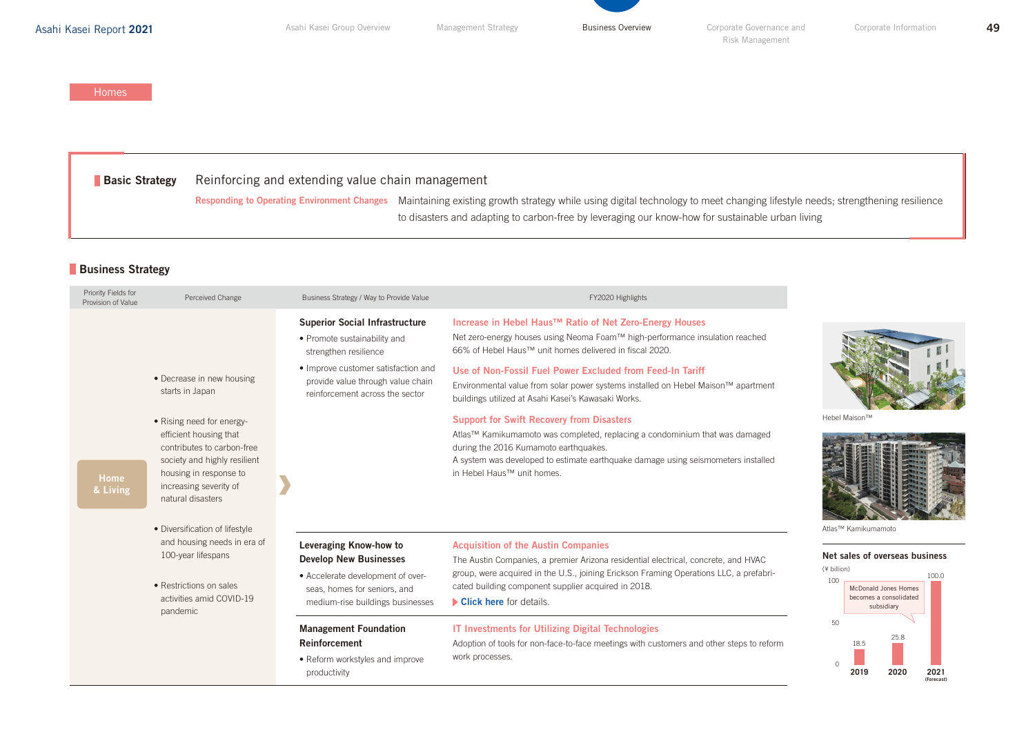# Homes

**Basic Strategy** Reinforcing and extending value chain management

**Responding to Operating Environment Changes** Maintaining existing growth strategy while using digital technology to meet changing lifestyle needs; strengthening resilience to disasters and adapting to carbon-free by leveraging our know-how for sustainable urban living

## Business Strategy

| Priority Fields for Provision of Value | Perceived Change | Business Strategy / Way to Provide Value | FY2020 Highlights |
|---|---|---|---|
| Home & Living | • Decrease in new housing starts in Japan<br>• Rising need for energy-efficient housing that contributes to carbon-free society and highly resilient housing in response to increasing severity of natural disasters<br>• Diversification of lifestyle and housing needs in era of 100-year lifespans<br>• Restrictions on sales activities amid COVID-19 pandemic | **Superior Social Infrastructure**<br>• Promote sustainability and strengthen resilience<br>• Improve customer satisfaction and provide value through value chain reinforcement across the sector | **Increase in Hebel Haus™ Ratio of Net Zero-Energy Houses**<br>Net zero-energy houses using Neoma Foam™ high-performance insulation reached 66% of Hebel Haus™ unit homes delivered in fiscal 2020.<br>**Use of Non-Fossil Fuel Power Excluded from Feed-In Tariff**<br>Environmental value from solar power systems installed on Hebel Maison™ apartment buildings utilized at Asahi Kasei's Kawasaki Works.<br>**Support for Swift Recovery from Disasters**<br>Atlas™ Kamikumamoto was completed, replacing a condominium that was damaged during the 2016 Kumamoto earthquakes.<br>A system was developed to estimate earthquake damage using seismometers installed in Hebel Haus™ unit homes. |
| | | **Leveraging Know-how to Develop New Businesses**<br>• Accelerate development of overseas, homes for seniors, and medium-rise buildings businesses | **Acquisition of the Austin Companies**<br>The Austin Companies, a premier Arizona residential electrical, concrete, and HVAC group, were acquired in the U.S., joining Erickson Framing Operations LLC, a prefabricated building component supplier acquired in 2018.<br>▶ Click here for details. |
| | | **Management Foundation Reinforcement**<br>• Reform workstyles and improve productivity | **IT Investments for Utilizing Digital Technologies**<br>Adoption of tools for non-face-to-face meetings with customers and other steps to reform work processes. |

Hebel Maison™

Atlas™ Kamikumamoto

**Net sales of overseas business**

(¥ billion)

100
50
0

McDonald Jones Homes becomes a consolidated subsidiary

18.5
25.8
100.0

2019
2020
2021 (Forecast)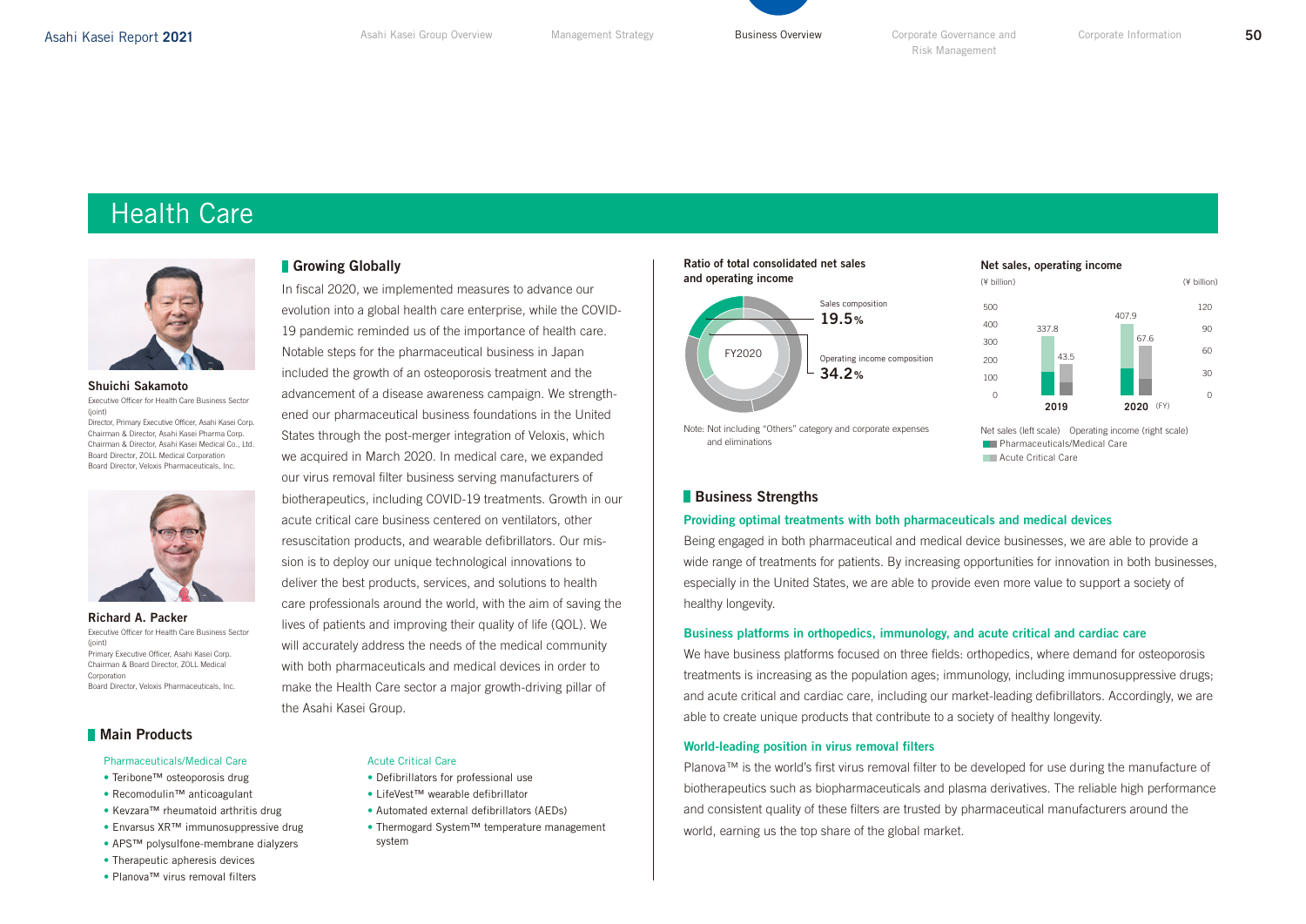# Health Care

**Shuichi Sakamoto**
Executive Officer for Health Care Business Sector (joint)
Director, Primary Executive Officer, Asahi Kasei Corp.
Chairman & Director, Asahi Kasei Pharma Corp.
Chairman & Director, Asahi Kasei Medical Co., Ltd.
Board Director, ZOLL Medical Corporation
Board Director, Veloxis Pharmaceuticals, Inc.

**Richard A. Packer**
Executive Officer for Health Care Business Sector (joint)
Primary Executive Officer, Asahi Kasei Corp.
Chairman & Board Director, ZOLL Medical Corporation
Board Director, Veloxis Pharmaceuticals, Inc.

## Growing Globally

In fiscal 2020, we implemented measures to advance our evolution into a global health care enterprise, while the COVID-19 pandemic reminded us of the importance of health care. Notable steps for the pharmaceutical business in Japan included the growth of an osteoporosis treatment and the advancement of a disease awareness campaign. We strengthened our pharmaceutical business foundations in the United States through the post-merger integration of Veloxis, which we acquired in March 2020. In medical care, we expanded our virus removal filter business serving manufacturers of biotherapeutics, including COVID-19 treatments. Growth in our acute critical care business centered on ventilators, other resuscitation products, and wearable defibrillators. Our mission is to deploy our unique technological innovations to deliver the best products, services, and solutions to health care professionals around the world, with the aim of saving the lives of patients and improving their quality of life (QOL). We will accurately address the needs of the medical community with both pharmaceuticals and medical devices in order to make the Health Care sector a major growth-driving pillar of the Asahi Kasei Group.

## Main Products

**Pharmaceuticals/Medical Care**
- Teribone™ osteoporosis drug
- Recomodulin™ anticoagulant
- Kevzara™ rheumatoid arthritis drug
- Envarsus XR™ immunosuppressive drug
- APS™ polysulfone-membrane dialyzers
- Therapeutic apheresis devices
- Planova™ virus removal filters

**Acute Critical Care**
- Defibrillators for professional use
- LifeVest™ wearable defibrillator
- Automated external defibrillators (AEDs)
- Thermogard System™ temperature management system

**Ratio of total consolidated net sales and operating income**

FY2020
Sales composition 19.5%
Operating income composition 34.2%

Note: Not including "Others" category and corporate expenses and eliminations

**Net sales, operating income**

(¥ billion) (¥ billion)
500 400 300 200 100 0
120 90 60 30 0
337.8 43.5
407.9 67.6
2019 2020 (FY)

Net sales (left scale) Operating income (right scale)
Pharmaceuticals/Medical Care
Acute Critical Care

## Business Strengths

**Providing optimal treatments with both pharmaceuticals and medical devices**

Being engaged in both pharmaceutical and medical device businesses, we are able to provide a wide range of treatments for patients. By increasing opportunities for innovation in both businesses, especially in the United States, we are able to provide even more value to support a society of healthy longevity.

**Business platforms in orthopedics, immunology, and acute critical and cardiac care**

We have business platforms focused on three fields: orthopedics, where demand for osteoporosis treatments is increasing as the population ages; immunology, including immunosuppressive drugs; and acute critical and cardiac care, including our market-leading defibrillators. Accordingly, we are able to create unique products that contribute to a society of healthy longevity.

**World-leading position in virus removal filters**

Planova™ is the world's first virus removal filter to be developed for use during the manufacture of biotherapeutics such as biopharmaceuticals and plasma derivatives. The reliable high performance and consistent quality of these filters are trusted by pharmaceutical manufacturers around the world, earning us the top share of the global market.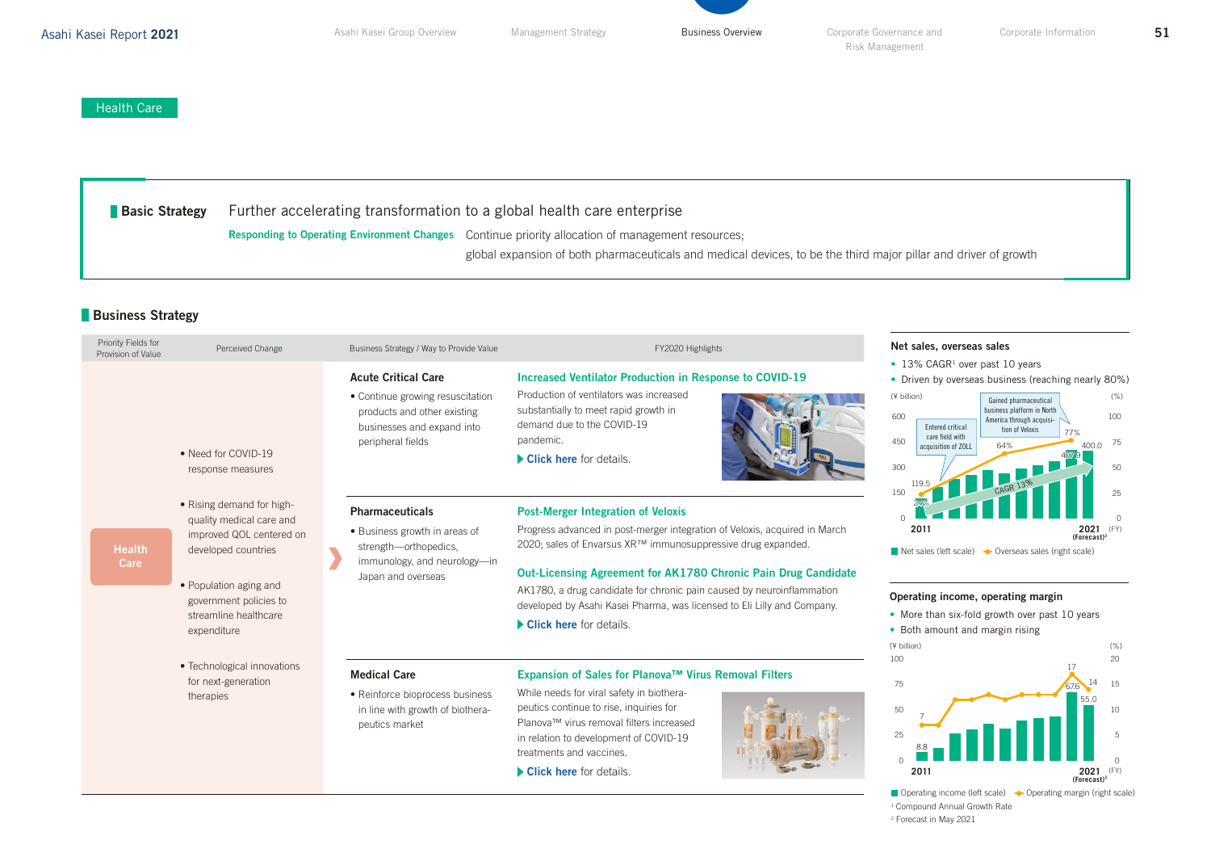Health Care

**Basic Strategy** Further accelerating transformation to a global health care enterprise

**Responding to Operating Environment Changes** Continue priority allocation of management resources; global expansion of both pharmaceuticals and medical devices, to be the third major pillar and driver of growth

## Business Strategy

| Priority Fields for Provision of Value | Perceived Change | Business Strategy / Way to Provide Value | FY2020 Highlights |
|---|---|---|---|
| Health Care | • Need for COVID-19 response measures<br>• Rising demand for high-quality medical care and improved QOL centered on developed countries<br>• Population aging and government policies to streamline healthcare expenditure<br>• Technological innovations for next-generation therapies | **Acute Critical Care**<br>• Continue growing resuscitation products and other existing businesses and expand into peripheral fields | **Increased Ventilator Production in Response to COVID-19**<br>Production of ventilators was increased substantially to meet rapid growth in demand due to the COVID-19 pandemic.<br>▶ **Click here** for details. |
| | | **Pharmaceuticals**<br>• Business growth in areas of strength—orthopedics, immunology, and neurology—in Japan and overseas | **Post-Merger Integration of Veloxis**<br>Progress advanced in post-merger integration of Veloxis, acquired in March 2020; sales of Envarsus XR™ immunosuppressive drug expanded.<br>**Out-Licensing Agreement for AK1780 Chronic Pain Drug Candidate**<br>AK1780, a drug candidate for chronic pain caused by neuroinflammation developed by Asahi Kasei Pharma, was licensed to Eli Lilly and Company.<br>▶ **Click here** for details. |
| | | **Medical Care**<br>• Reinforce bioprocess business in line with growth of biotherapeutics market | **Expansion of Sales for Planova™ Virus Removal Filters**<br>While needs for viral safety in biotherapeutics continue to rise, inquiries for Planova™ virus removal filters increased in relation to development of COVID-19 treatments and vaccines.<br>▶ **Click here** for details. |

**Net sales, overseas sales**

- 13% CAGR[1] over past 10 years
- Driven by overseas business (reaching nearly 80%)

(¥ billion) (%)
Entered critical care field with acquisition of ZOLL
Gained pharmaceutical business platform in North America through acquisition of Veloxis
119.5
24%
64%
77%
407.9
400.0
CAGR 13%
2011
2021 (Forecast)[2] (FY)
Net sales (left scale) Overseas sales (right scale)

**Operating income, operating margin**

- More than six-fold growth over past 10 years
- Both amount and margin rising

(¥ billion) (%)
7
8.8
17
67.6
14
55.0
2011
2021 (Forecast)[2] (FY)
Operating income (left scale) Operating margin (right scale)

[1] Compound Annual Growth Rate
[2] Forecast in May 2021